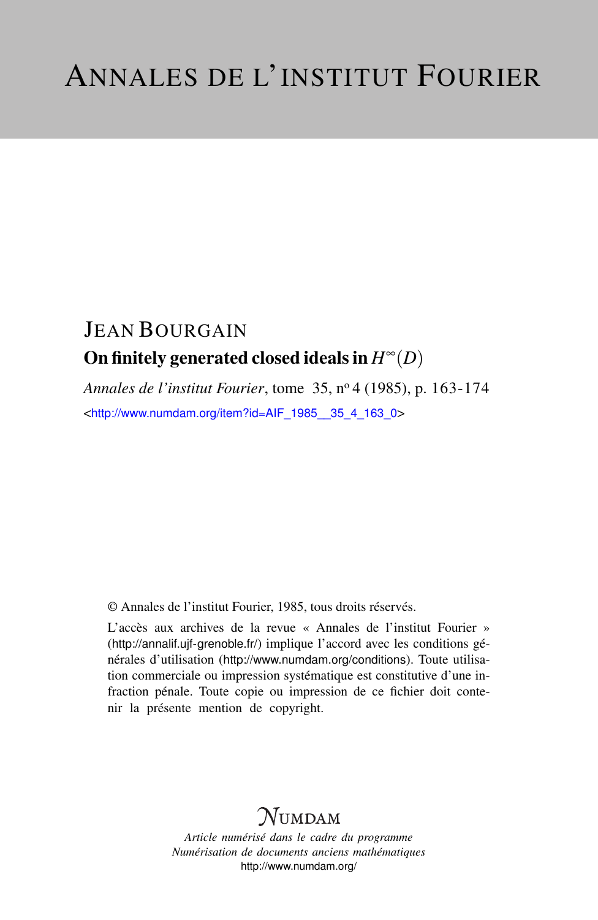# ANNALES DE L'INSTITUT FOURIER

JEAN BOURGAIN

**On finitely generated closed ideals in $H^\infty(D)$**

*Annales de l'institut Fourier*, tome 35, nº 4 (1985), p. 163-174

<http://www.numdam.org/item?id=AIF_1985__35_4_163_0>

© Annales de l'institut Fourier, 1985, tous droits réservés.

L'accès aux archives de la revue « Annales de l'institut Fourier » (http://annalif.ujf-grenoble.fr/) implique l'accord avec les conditions générales d'utilisation (http://www.numdam.org/conditions). Toute utilisation commerciale ou impression systématique est constitutive d'une infraction pénale. Toute copie ou impression de ce fichier doit contenir la présente mention de copyright.

NUMDAM

*Article numérisé dans le cadre du programme*
*Numérisation de documents anciens mathématiques*
http://www.numdam.org/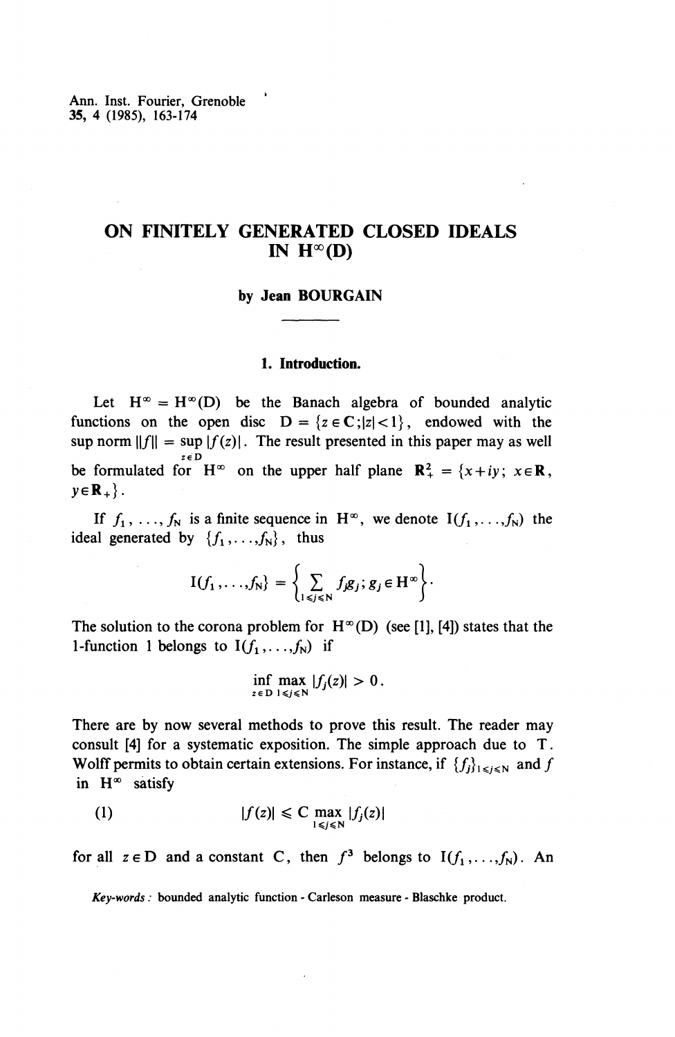# ON FINITELY GENERATED CLOSED IDEALS IN $H^\infty(D)$

by **Jean BOURGAIN**

## 1. Introduction.

Let $H^\infty = H^\infty(D)$ be the Banach algebra of bounded analytic functions on the open disc $D = \{z \in \mathbf{C}; |z| < 1\}$, endowed with the sup norm $\|f\| = \sup_{z \in D} |f(z)|$. The result presented in this paper may as well be formulated for $H^\infty$ on the upper half plane $\mathbf{R}^2_+ = \{x + iy;\ x \in \mathbf{R},\ y \in \mathbf{R}_+\}$.

If $f_1, \ldots, f_N$ is a finite sequence in $H^\infty$, we denote $I(f_1, \ldots, f_N)$ the ideal generated by $\{f_1, \ldots, f_N\}$, thus

$$I(f_1, \ldots, f_N) = \left\{ \sum_{1 \leqslant j \leqslant N} f_j g_j;\ g_j \in H^\infty \right\}.$$

The solution to the corona problem for $H^\infty(D)$ (see [1], [4]) states that the 1-function 1 belongs to $I(f_1, \ldots, f_N)$ if

$$\inf_{z \in D} \max_{1 \leqslant j \leqslant N} |f_j(z)| > 0.$$

There are by now several methods to prove this result. The reader may consult [4] for a systematic exposition. The simple approach due to T. Wolff permits to obtain certain extensions. For instance, if $\{f_j\}_{1 \leqslant j \leqslant N}$ and $f$ in $H^\infty$ satisfy

$$(1) \qquad |f(z)| \leqslant C \max_{1 \leqslant j \leqslant N} |f_j(z)|$$

for all $z \in D$ and a constant $C$, then $f^3$ belongs to $I(f_1, \ldots, f_N)$. An

*Key-words*: bounded analytic function - Carleson measure - Blaschke product.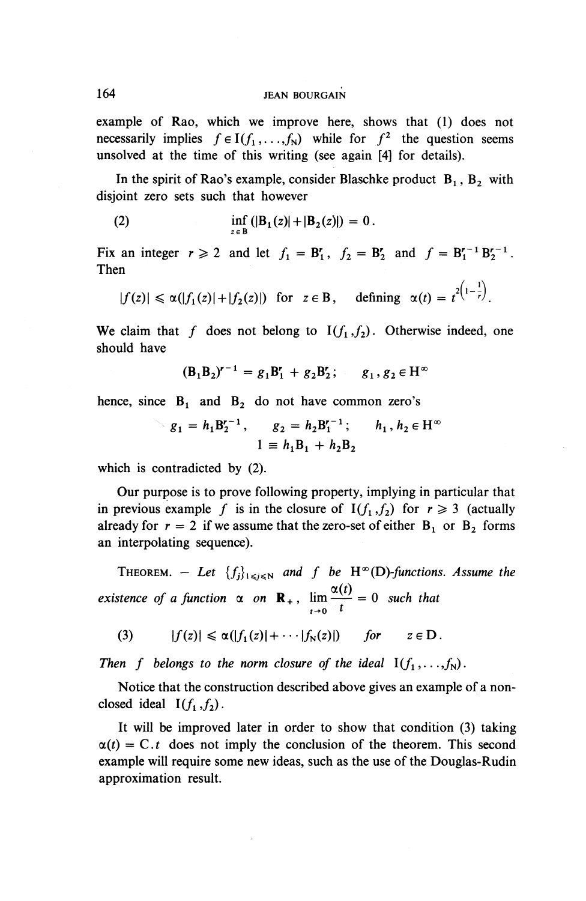example of Rao, which we improve here, shows that (1) does not necessarily implies $f \in I(f_1, \ldots, f_N)$ while for $f^2$ the question seems unsolved at the time of this writing (see again [4] for details).

In the spirit of Rao's example, consider Blaschke product $B_1$, $B_2$ with disjoint zero sets such that however

$$\inf_{z \in B} (|B_1(z)| + |B_2(z)|) = 0. \tag{2}$$

Fix an integer $r \geqslant 2$ and let $f_1 = B_1^r$, $f_2 = B_2^r$ and $f = B_1^{r-1} B_2^{r-1}$. Then

$$|f(z)| \leqslant \alpha(|f_1(z)| + |f_2(z)|) \quad \text{for } z \in B, \quad \text{defining } \alpha(t) = t^{2\left(1 - \frac{1}{r}\right)}.$$

We claim that $f$ does not belong to $I(f_1, f_2)$. Otherwise indeed, one should have

$$(B_1 B_2)^{r-1} = g_1 B_1^r + g_2 B_2^r; \qquad g_1, g_2 \in H^\infty$$

hence, since $B_1$ and $B_2$ do not have common zero's

$$g_1 = h_1 B_2^{r-1}, \qquad g_2 = h_2 B_1^{r-1}; \qquad h_1, h_2 \in H^\infty$$
$$1 \equiv h_1 B_1 + h_2 B_2$$

which is contradicted by (2).

Our purpose is to prove following property, implying in particular that in previous example $f$ is in the closure of $I(f_1, f_2)$ for $r \geqslant 3$ (actually already for $r = 2$ if we assume that the zero-set of either $B_1$ or $B_2$ forms an interpolating sequence).

THEOREM. – *Let* $\{f_j\}_{1 \leqslant j \leqslant N}$ *and* $f$ *be* $H^\infty(D)$*-functions. Assume the existence of a function* $\alpha$ *on* $\mathbf{R}_+$, $\lim\limits_{t \to 0} \dfrac{\alpha(t)}{t} = 0$ *such that*

$$|f(z)| \leqslant \alpha(|f_1(z)| + \cdots |f_N(z)|) \quad \text{for} \quad z \in D. \tag{3}$$

*Then* $f$ *belongs to the norm closure of the ideal* $I(f_1, \ldots, f_N)$.

Notice that the construction described above gives an example of a non-closed ideal $I(f_1, f_2)$.

It will be improved later in order to show that condition (3) taking $\alpha(t) = C.t$ does not imply the conclusion of the theorem. This second example will require some new ideas, such as the use of the Douglas-Rudin approximation result.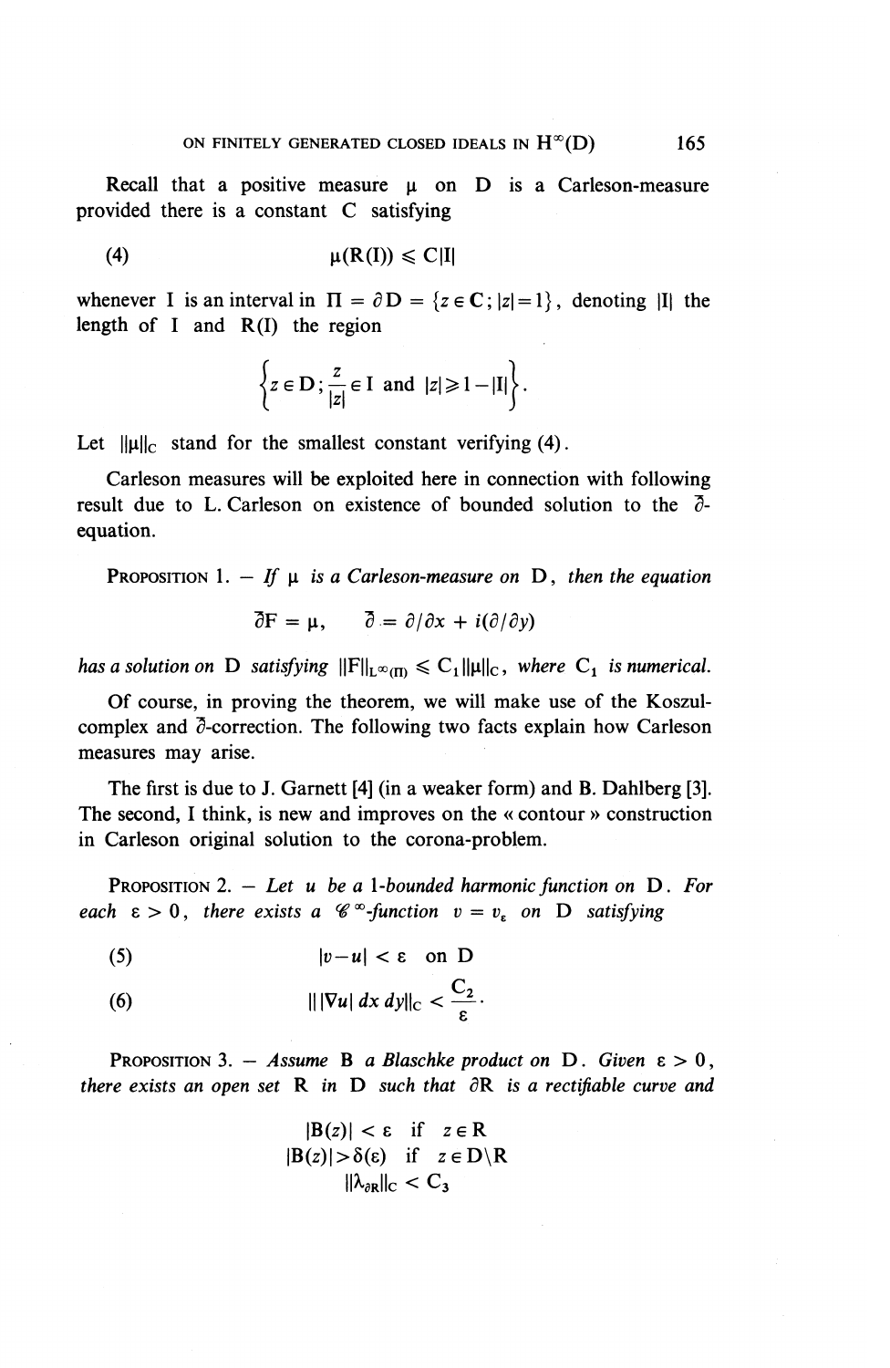Recall that a positive measure $\mu$ on $D$ is a Carleson-measure provided there is a constant $C$ satisfying

$$\mu(R(I)) \leqslant C|I| \tag{4}$$

whenever $I$ is an interval in $\Pi = \partial D = \{z \in \mathbf{C}; |z|=1\}$, denoting $|I|$ the length of $I$ and $R(I)$ the region

$$\left\{z \in D; \frac{z}{|z|} \in I \text{ and } |z| \geqslant 1-|I|\right\}.$$

Let $\|\mu\|_C$ stand for the smallest constant verifying (4).

Carleson measures will be exploited here in connection with following result due to L. Carleson on existence of bounded solution to the $\bar{\partial}$-equation.

**Proposition 1.** — *If $\mu$ is a Carleson-measure on $D$, then the equation*

$$\bar{\partial}F = \mu, \qquad \bar{\partial} = \partial/\partial x + i(\partial/\partial y)$$

*has a solution on $D$ satisfying $\|F\|_{L^\infty(\Pi)} \leqslant C_1\|\mu\|_C$, where $C_1$ is numerical.*

Of course, in proving the theorem, we will make use of the Koszul-complex and $\bar{\partial}$-correction. The following two facts explain how Carleson measures may arise.

The first is due to J. Garnett [4] (in a weaker form) and B. Dahlberg [3]. The second, I think, is new and improves on the « contour » construction in Carleson original solution to the corona-problem.

**Proposition 2.** — *Let $u$ be a 1-bounded harmonic function on $D$. For each $\varepsilon > 0$, there exists a $\mathscr{C}^\infty$-function $v = v_\varepsilon$ on $D$ satisfying*

$$|v-u| < \varepsilon \quad \text{on } D \tag{5}$$

$$\|\,|\nabla u|\,dx\,dy\|_C < \frac{C_2}{\varepsilon}. \tag{6}$$

**Proposition 3.** — *Assume $B$ a Blaschke product on $D$. Given $\varepsilon > 0$, there exists an open set $R$ in $D$ such that $\partial R$ is a rectifiable curve and*

$$|B(z)| < \varepsilon \quad \text{if} \quad z \in R$$
$$|B(z)| > \delta(\varepsilon) \quad \text{if} \quad z \in D \backslash R$$
$$\|\lambda_{\partial R}\|_C < C_3$$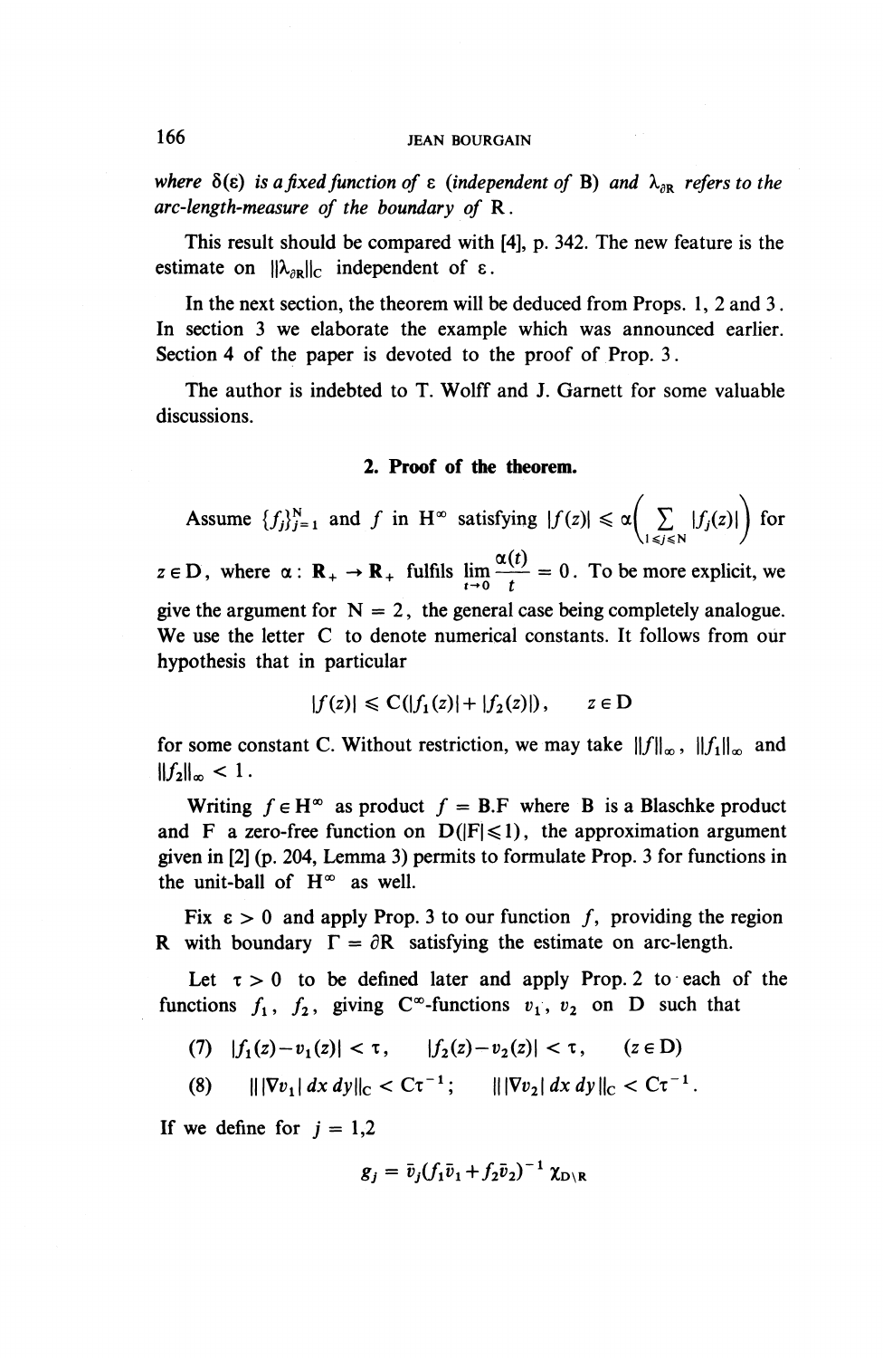where $\delta(\varepsilon)$ *is a fixed function of* $\varepsilon$ *(independent of* B) *and* $\lambda_{\partial R}$ *refers to the arc-length-measure of the boundary of* R.

This result should be compared with [4], p. 342. The new feature is the estimate on $\|\lambda_{\partial R}\|_C$ independent of $\varepsilon$.

In the next section, the theorem will be deduced from Props. 1, 2 and 3. In section 3 we elaborate the example which was announced earlier. Section 4 of the paper is devoted to the proof of Prop. 3.

The author is indebted to T. Wolff and J. Garnett for some valuable discussions.

## 2. Proof of the theorem.

Assume $\{f_j\}_{j=1}^N$ and $f$ in $H^\infty$ satisfying $|f(z)| \leqslant \alpha\left(\sum_{1\leqslant j \leqslant N} |f_j(z)|\right)$ for $z \in D$, where $\alpha : \mathbf{R}_+ \to \mathbf{R}_+$ fulfils $\lim_{t\to 0} \frac{\alpha(t)}{t} = 0$. To be more explicit, we give the argument for $N = 2$, the general case being completely analogue. We use the letter C to denote numerical constants. It follows from our hypothesis that in particular

$$|f(z)| \leqslant C(|f_1(z)| + |f_2(z)|), \qquad z \in D$$

for some constant C. Without restriction, we may take $\|f\|_\infty$, $\|f_1\|_\infty$ and $\|f_2\|_\infty < 1$.

Writing $f \in H^\infty$ as product $f = B.F$ where B is a Blaschke product and F a zero-free function on $D(|F| \leqslant 1)$, the approximation argument given in [2] (p. 204, Lemma 3) permits to formulate Prop. 3 for functions in the unit-ball of $H^\infty$ as well.

Fix $\varepsilon > 0$ and apply Prop. 3 to our function $f$, providing the region R with boundary $\Gamma = \partial R$ satisfying the estimate on arc-length.

Let $\tau > 0$ to be defined later and apply Prop. 2 to each of the functions $f_1$, $f_2$, giving $C^\infty$-functions $v_1$, $v_2$ on D such that

$$(7) \quad |f_1(z) - v_1(z)| < \tau, \qquad |f_2(z) - v_2(z)| < \tau, \qquad (z \in D)$$

$$(8) \quad \| \, |\nabla v_1| \, dx\, dy \|_C < C\tau^{-1}; \qquad \| \, |\nabla v_2| \, dx\, dy \|_C < C\tau^{-1}.$$

If we define for $j = 1,2$

$$g_j = \bar{v}_j (f_1 \bar{v}_1 + f_2 \bar{v}_2)^{-1} \chi_{D \setminus R}$$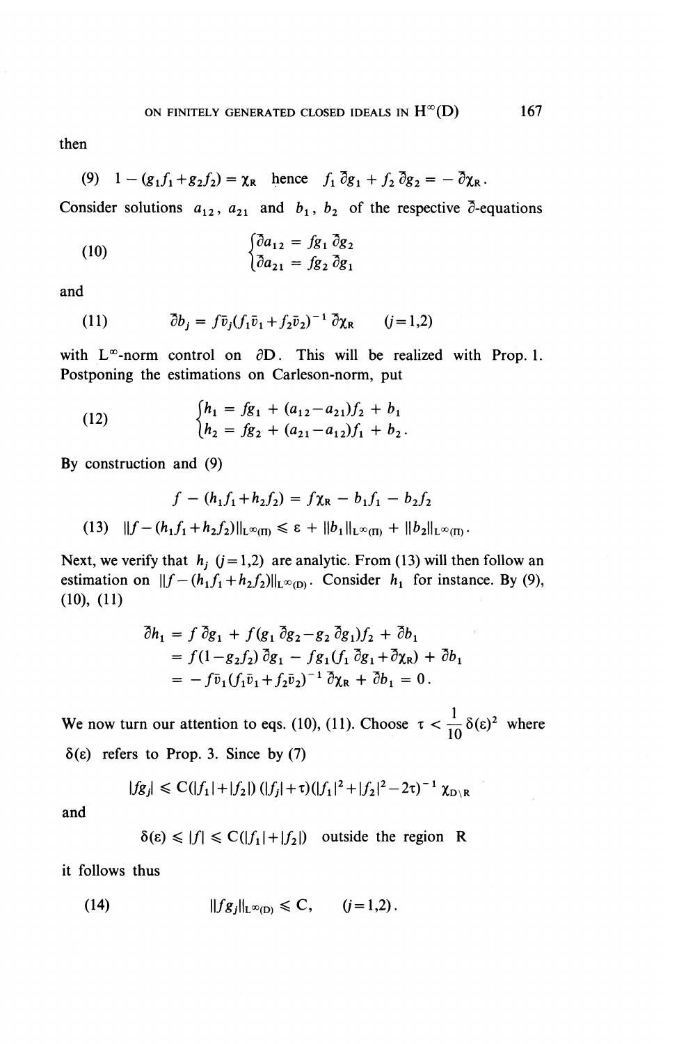then

$$(9) \quad 1-(g_1 f_1+g_2 f_2)=\chi_R \quad \text{hence} \quad f_1\,\bar\partial g_1+f_2\,\bar\partial g_2=-\bar\partial\chi_R\,.$$

Consider solutions $a_{12}$, $a_{21}$ and $b_1$, $b_2$ of the respective $\bar\partial$-equations

$$(10) \qquad \begin{cases} \bar\partial a_{12} = f g_1\,\bar\partial g_2 \\ \bar\partial a_{21} = f g_2\,\bar\partial g_1 \end{cases}$$

and

$$(11) \qquad \bar\partial b_j = f\bar v_j(f_1\bar v_1+f_2\bar v_2)^{-1}\,\bar\partial\chi_R \qquad (j=1,2)$$

with $L^\infty$-norm control on $\partial D$. This will be realized with Prop. 1. Postponing the estimations on Carleson-norm, put

$$(12) \qquad \begin{cases} h_1 = f g_1 + (a_{12}-a_{21})f_2 + b_1 \\ h_2 = f g_2 + (a_{21}-a_{12})f_1 + b_2\,. \end{cases}$$

By construction and (9)

$$f-(h_1f_1+h_2f_2)=f\chi_R-b_1f_1-b_2f_2$$

$$(13) \quad \|f-(h_1f_1+h_2f_2)\|_{L^\infty(\Pi)} \leqslant \varepsilon + \|b_1\|_{L^\infty(\Pi)} + \|b_2\|_{L^\infty(\Pi)}\,.$$

Next, we verify that $h_j$ $(j=1,2)$ are analytic. From (13) will then follow an estimation on $\|f-(h_1f_1+h_2f_2)\|_{L^\infty(D)}$. Consider $h_1$ for instance. By (9), (10), (11)

$$\begin{aligned}
\bar\partial h_1 &= f\,\bar\partial g_1 + f(g_1\,\bar\partial g_2 - g_2\,\bar\partial g_1)f_2 + \bar\partial b_1 \\
&= f(1-g_2f_2)\,\bar\partial g_1 - fg_1(f_1\,\bar\partial g_1+\bar\partial\chi_R) + \bar\partial b_1 \\
&= -f\bar v_1(f_1\bar v_1+f_2\bar v_2)^{-1}\,\bar\partial\chi_R + \bar\partial b_1 = 0\,.
\end{aligned}$$

We now turn our attention to eqs. (10), (11). Choose $\tau < \frac{1}{10}\delta(\varepsilon)^2$ where $\delta(\varepsilon)$ refers to Prop. 3. Since by (7)

$$|fg_j| \leqslant C(|f_1|+|f_2|)\,(|f_j|+\tau)(|f_1|^2+|f_2|^2-2\tau)^{-1}\,\chi_{D\setminus R}$$

and

$$\delta(\varepsilon) \leqslant |f| \leqslant C(|f_1|+|f_2|) \quad \text{outside the region } R$$

it follows thus

$$(14) \qquad \|fg_j\|_{L^\infty(D)} \leqslant C, \qquad (j=1,2)\,.$$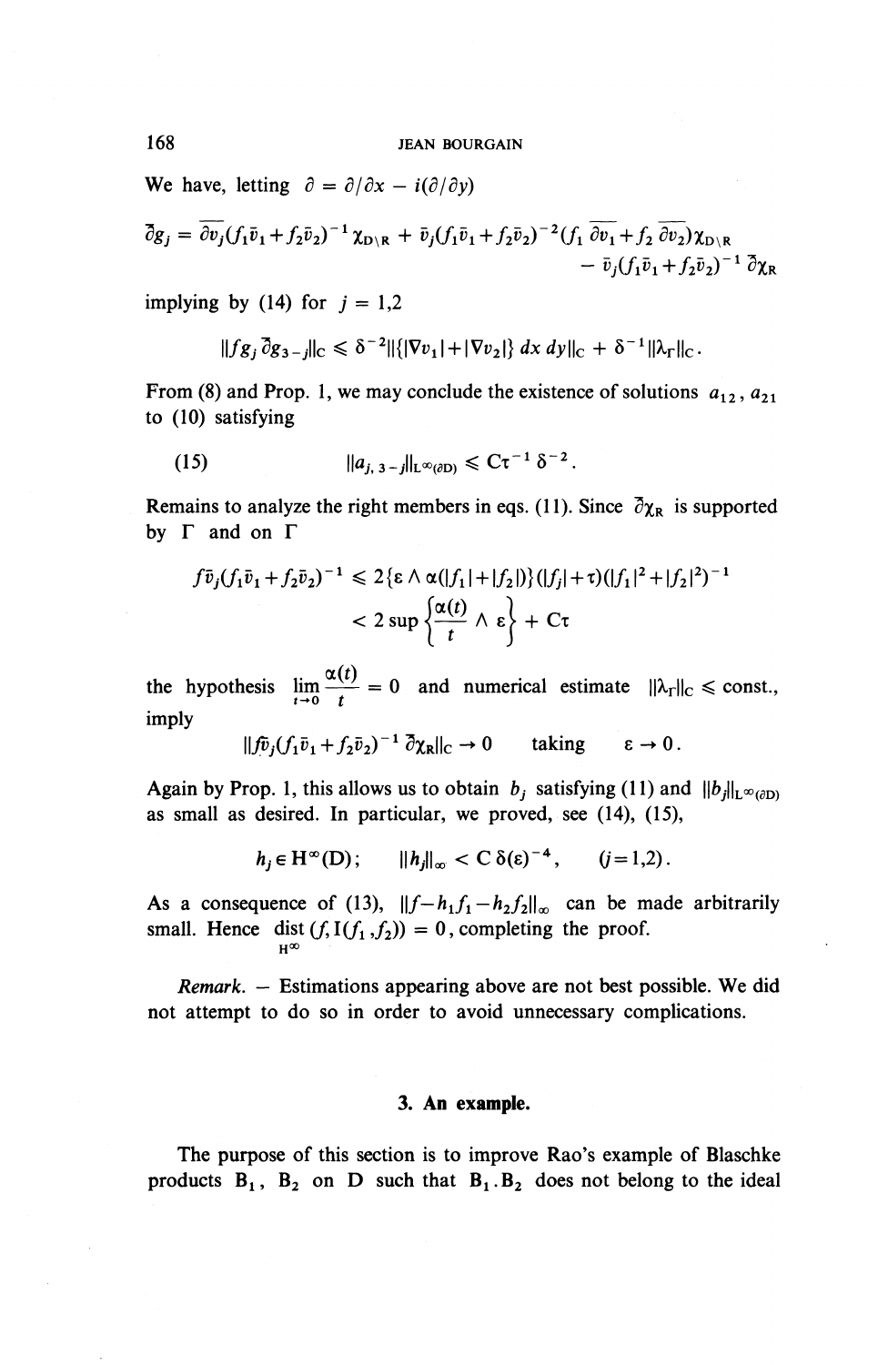We have, letting $\partial = \partial/\partial x - i(\partial/\partial y)$

$$\bar{\partial} g_j = \overline{\partial v_j}(f_1\bar{v}_1 + f_2\bar{v}_2)^{-1}\chi_{D\setminus R} + \bar{v}_j(f_1\bar{v}_1+f_2\bar{v}_2)^{-2}(f_1\,\overline{\partial v_1} + f_2\,\overline{\partial v_2})\chi_{D\setminus R} - \bar{v}_j(f_1\bar{v}_1+f_2\bar{v}_2)^{-1}\,\bar{\partial}\chi_R$$

implying by (14) for $j = 1,2$

$$\|fg_j\,\bar{\partial} g_{3-j}\|_C \leqslant \delta^{-2}\|\{|\nabla v_1| + |\nabla v_2|\}\,dx\,dy\|_C + \delta^{-1}\|\lambda_\Gamma\|_C .$$

From (8) and Prop. 1, we may conclude the existence of solutions $a_{12}$, $a_{21}$ to (10) satisfying

$$\|a_{j,\,3-j}\|_{L^\infty(\partial D)} \leqslant C\tau^{-1}\delta^{-2}. \tag{15}$$

Remains to analyze the right members in eqs. (11). Since $\bar{\partial}\chi_R$ is supported by $\Gamma$ and on $\Gamma$

$$f\bar{v}_j(f_1\bar{v}_1+f_2\bar{v}_2)^{-1} \leqslant 2\{\varepsilon \wedge \alpha(|f_1|+|f_2|)\}(|f_j|+\tau)(|f_1|^2+|f_2|^2)^{-1} < 2\sup\left\{\frac{\alpha(t)}{t}\wedge \varepsilon\right\} + C\tau$$

the hypothesis $\lim_{t\to 0}\frac{\alpha(t)}{t} = 0$ and numerical estimate $\|\lambda_\Gamma\|_C \leqslant$ const., imply

$$\|f\bar{v}_j(f_1\bar{v}_1+f_2\bar{v}_2)^{-1}\,\bar{\partial}\chi_R\|_C \to 0 \qquad \text{taking} \qquad \varepsilon \to 0 .$$

Again by Prop. 1, this allows us to obtain $b_j$ satisfying (11) and $\|b_j\|_{L^\infty(\partial D)}$ as small as desired. In particular, we proved, see (14), (15),

$$h_j \in H^\infty(D); \qquad \|h_j\|_\infty < C\,\delta(\varepsilon)^{-4}, \qquad (j=1,2).$$

As a consequence of (13), $\|f - h_1f_1 - h_2f_2\|_\infty$ can be made arbitrarily small. Hence $\operatorname{dist}_{H^\infty}(f, I(f_1,f_2)) = 0$, completing the proof.

*Remark.* — Estimations appearing above are not best possible. We did not attempt to do so in order to avoid unnecessary complications.

## 3. An example.

The purpose of this section is to improve Rao's example of Blaschke products $B_1$, $B_2$ on $D$ such that $B_1 . B_2$ does not belong to the ideal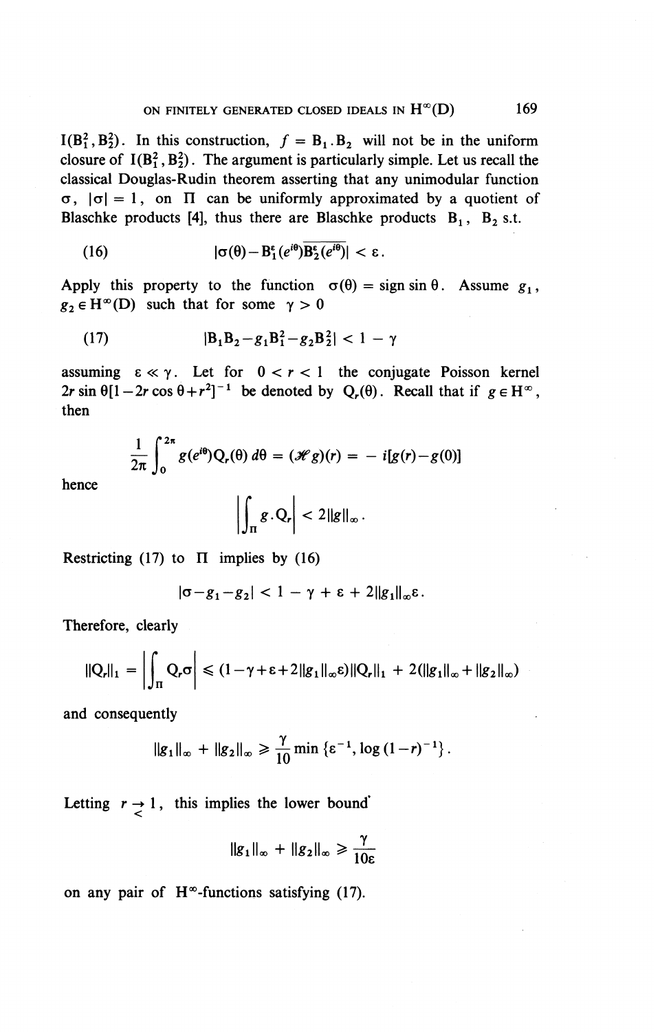$I(B_1^2, B_2^2)$. In this construction, $f = B_1 . B_2$ will not be in the uniform closure of $I(B_1^2, B_2^2)$. The argument is particularly simple. Let us recall the classical Douglas-Rudin theorem asserting that any unimodular function $\sigma$, $|\sigma| = 1$, on $\Pi$ can be uniformly approximated by a quotient of Blaschke products [4], thus there are Blaschke products $B_1$, $B_2$ s.t.

$$(16) \qquad |\sigma(\theta) - B_1^{\varepsilon}(e^{i\theta})\overline{B_2^{\varepsilon}(e^{i\theta})}| < \varepsilon .$$

Apply this property to the function $\sigma(\theta) = \operatorname{sign} \sin \theta$. Assume $g_1$, $g_2 \in H^\infty(D)$ such that for some $\gamma > 0$

$$(17) \qquad |B_1 B_2 - g_1 B_1^2 - g_2 B_2^2| < 1 - \gamma$$

assuming $\varepsilon \ll \gamma$. Let for $0 < r < 1$ the conjugate Poisson kernel $2r \sin \theta [1 - 2r \cos \theta + r^2]^{-1}$ be denoted by $Q_r(\theta)$. Recall that if $g \in H^\infty$, then

$$\frac{1}{2\pi} \int_0^{2\pi} g(e^{i\theta}) Q_r(\theta) \, d\theta = (\mathscr{H} g)(r) = -i[g(r) - g(0)]$$

hence

$$\left| \int_\Pi g . Q_r \right| < 2 \|g\|_\infty .$$

Restricting (17) to $\Pi$ implies by (16)

$$|\sigma - g_1 - g_2| < 1 - \gamma + \varepsilon + 2\|g_1\|_\infty \varepsilon .$$

Therefore, clearly

$$\|Q_r\|_1 = \left| \int_\Pi Q_r \sigma \right| \leqslant (1 - \gamma + \varepsilon + 2\|g_1\|_\infty \varepsilon) \|Q_r\|_1 + 2(\|g_1\|_\infty + \|g_2\|_\infty)$$

and consequently

$$\|g_1\|_\infty + \|g_2\|_\infty \geqslant \frac{\gamma}{10} \min \{\varepsilon^{-1}, \log(1-r)^{-1}\} .$$

Letting $r \underset{<}{\to} 1$, this implies the lower bound

$$\|g_1\|_\infty + \|g_2\|_\infty \geqslant \frac{\gamma}{10\varepsilon}$$

on any pair of $H^\infty$-functions satisfying (17).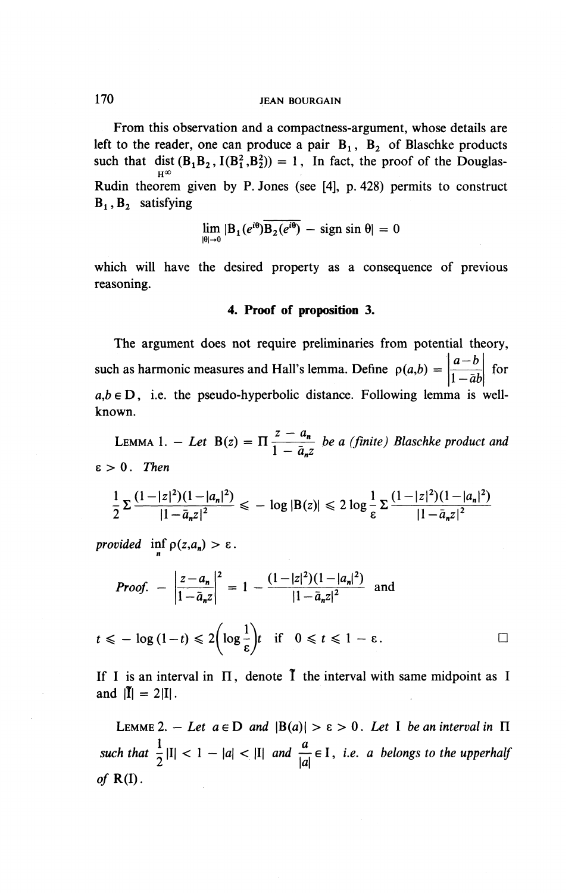From this observation and a compactness-argument, whose details are left to the reader, one can produce a pair $B_1$, $B_2$ of Blaschke products such that $\operatorname{dist}_{H^\infty}(B_1B_2, I(B_1^2, B_2^2)) = 1$, In fact, the proof of the Douglas-Rudin theorem given by P. Jones (see [4], p. 428) permits to construct $B_1, B_2$ satisfying

$$\lim_{|\theta|\to 0} |B_1(e^{i\theta})\overline{B_2(e^{i\theta})} - \operatorname{sign} \sin \theta| = 0$$

which will have the desired property as a consequence of previous reasoning.

## 4. Proof of proposition 3.

The argument does not require preliminaries from potential theory, such as harmonic measures and Hall's lemma. Define $\rho(a,b) = \left|\frac{a-b}{1-\bar{a}b}\right|$ for $a,b \in D$, i.e. the pseudo-hyperbolic distance. Following lemma is well-known.

LEMMA 1. — *Let* $B(z) = \Pi \dfrac{z - a_n}{1 - \bar{a}_n z}$ *be a (finite) Blaschke product and* $\varepsilon > 0$. *Then*

$$\frac{1}{2}\Sigma \frac{(1-|z|^2)(1-|a_n|^2)}{|1-\bar{a}_n z|^2} \leqslant -\log|B(z)| \leqslant 2\log\frac{1}{\varepsilon}\Sigma \frac{(1-|z|^2)(1-|a_n|^2)}{|1-\bar{a}_n z|^2}$$

*provided* $\inf_n \rho(z,a_n) > \varepsilon$.

*Proof.* — $\left|\dfrac{z-a_n}{1-\bar{a}_n z}\right|^2 = 1 - \dfrac{(1-|z|^2)(1-|a_n|^2)}{|1-\bar{a}_n z|^2}$ and

$$t \leqslant -\log(1-t) \leqslant 2\left(\log\frac{1}{\varepsilon}\right)t \quad \text{if} \quad 0 \leqslant t \leqslant 1 - \varepsilon. \qquad \square$$

If I is an interval in $\Pi$, denote $\tilde{I}$ the interval with same midpoint as I and $|\tilde{I}| = 2|I|$.

LEMME 2. — *Let* $a \in D$ *and* $|B(a)| > \varepsilon > 0$. *Let* I *be an interval in* $\Pi$ *such that* $\frac{1}{2}|I| < 1 - |a| < |I|$ *and* $\dfrac{a}{|a|} \in I$, *i.e.* $a$ *belongs to the upperhalf of* R(I).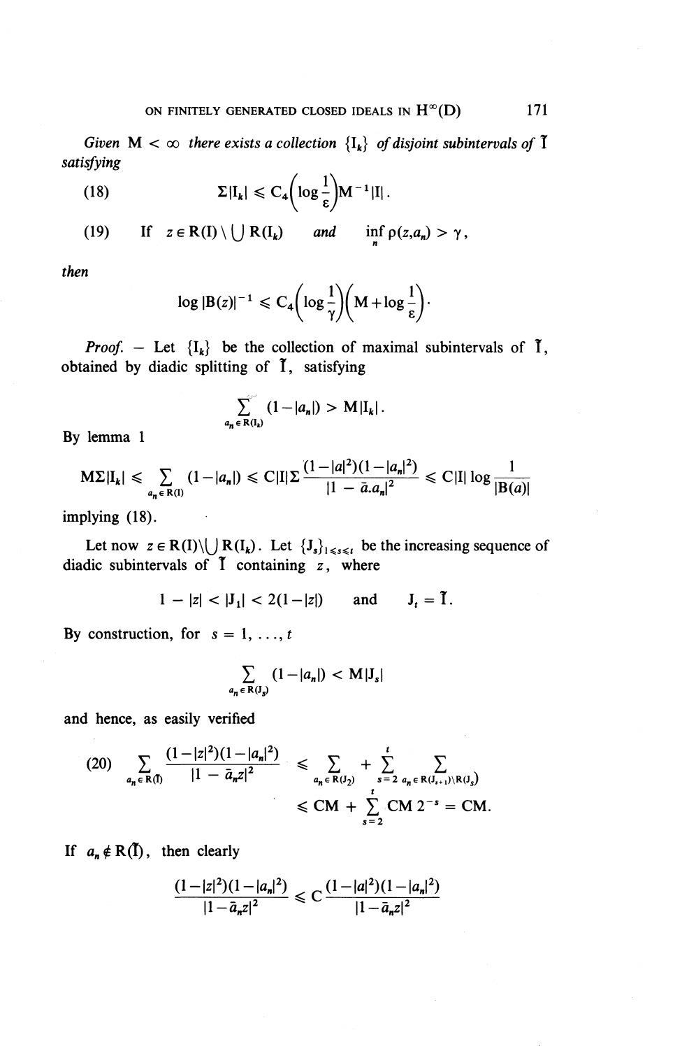*Given* $M < \infty$ *there exists a collection* $\{I_k\}$ *of disjoint subintervals of* $\tilde{I}$ *satisfying*

$$\Sigma|I_k| \leqslant C_4\left(\log\frac{1}{\varepsilon}\right)M^{-1}|I|. \tag{18}$$

(19) *If* $z \in R(I) \setminus \bigcup R(I_k)$ *and* $\inf_n \rho(z,a_n) > \gamma$,

*then*

$$\log|B(z)|^{-1} \leqslant C_4\left(\log\frac{1}{\gamma}\right)\left(M + \log\frac{1}{\varepsilon}\right).$$

*Proof.* — Let $\{I_k\}$ be the collection of maximal subintervals of $\tilde{I}$, obtained by diadic splitting of $\tilde{I}$, satisfying

$$\sum_{a_n \in R(I_k)} (1-|a_n|) > M|I_k|.$$

By lemma 1

$$M\Sigma|I_k| \leqslant \sum_{a_n \in R(I)} (1-|a_n|) \leqslant C|I|\Sigma\frac{(1-|a|^2)(1-|a_n|^2)}{|1-\bar{a}.a_n|^2} \leqslant C|I|\log\frac{1}{|B(a)|}$$

implying (18).

Let now $z \in R(I)\setminus\bigcup R(I_k)$. Let $\{J_s\}_{1 \leqslant s \leqslant t}$ be the increasing sequence of diadic subintervals of $\tilde{I}$ containing $z$, where

$$1-|z| < |J_1| < 2(1-|z|) \quad \text{and} \quad J_t = \tilde{I}.$$

By construction, for $s = 1, \ldots, t$

$$\sum_{a_n \in R(J_s)} (1-|a_n|) < M|J_s|$$

and hence, as easily verified

$$\sum_{a_n \in R(\tilde{I})} \frac{(1-|z|^2)(1-|a_n|^2)}{|1-\bar{a}_n z|^2} \leqslant \sum_{a_n \in R(J_2)} + \sum_{s=2}^{t} \sum_{a_n \in R(J_{s+1})\setminus R(J_s)} \tag{20}$$

$$\leqslant CM + \sum_{s=2}^{t} CM\,2^{-s} = CM.$$

If $a_n \notin R(\tilde{I})$, then clearly

$$\frac{(1-|z|^2)(1-|a_n|^2)}{|1-\bar{a}_n z|^2} \leqslant C\frac{(1-|a|^2)(1-|a_n|^2)}{|1-\bar{a}_n z|^2}$$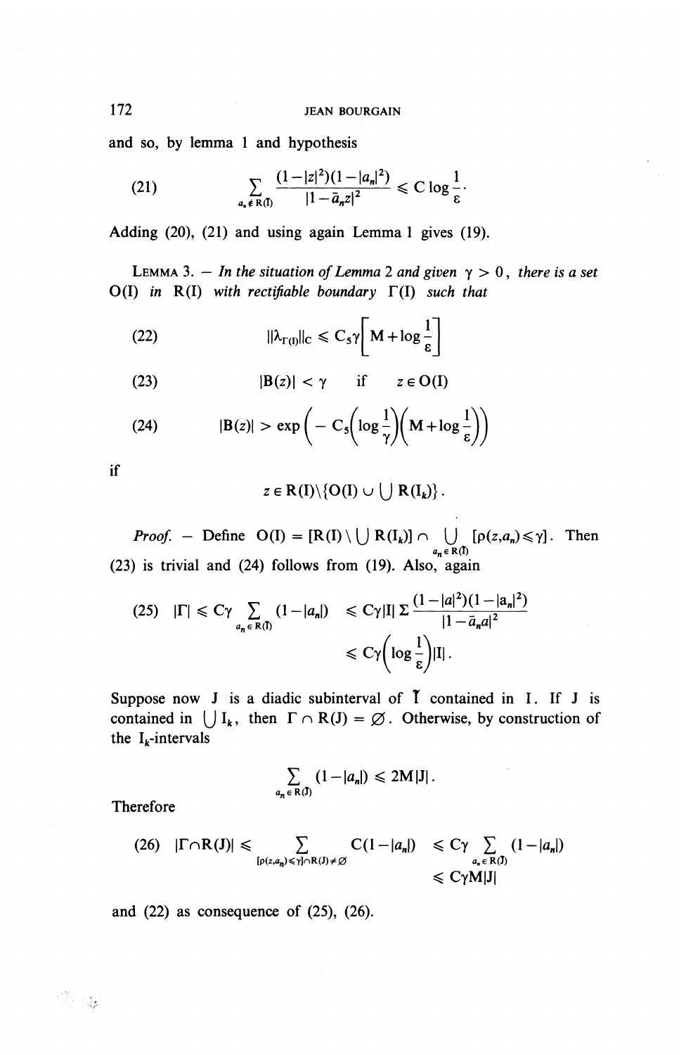and so, by lemma 1 and hypothesis

$$\sum_{a_n \notin R(\tilde{I})} \frac{(1-|z|^2)(1-|a_n|^2)}{|1-\bar{a}_n z|^2} \leqslant C \log \frac{1}{\varepsilon}. \tag{21}$$

Adding (20), (21) and using again Lemma 1 gives (19).

LEMMA 3. — *In the situation of Lemma 2 and given* $\gamma > 0$, *there is a set* $O(I)$ *in* $R(I)$ *with rectifiable boundary* $\Gamma(I)$ *such that*

$$\|\lambda_{\Gamma(I)}\|_C \leqslant C_5 \gamma \left[ M + \log \frac{1}{\varepsilon} \right] \tag{22}$$

$$|B(z)| < \gamma \quad \text{if} \quad z \in O(I) \tag{23}$$

$$|B(z)| > \exp\left( - C_5 \left( \log \frac{1}{\gamma} \right) \left( M + \log \frac{1}{\varepsilon} \right) \right) \tag{24}$$

if

$$z \in R(I) \backslash \{O(I) \cup \bigcup R(I_k)\}.$$

*Proof.* — Define $O(I) = [R(I) \backslash \bigcup R(I_k)] \cap \bigcup_{a_n \in R(\tilde{I})} [\rho(z,a_n) \leqslant \gamma]$. Then (23) is trivial and (24) follows from (19). Also, again

$$|\Gamma| \leqslant C\gamma \sum_{a_n \in R(\tilde{I})} (1-|a_n|) \leqslant C\gamma |I| \sum \frac{(1-|a|^2)(1-|a_n|^2)}{|1-\bar{a}_n a|^2} \leqslant C\gamma \left( \log \frac{1}{\varepsilon} \right) |I|. \tag{25}$$

Suppose now J is a diadic subinterval of $\tilde{I}$ contained in I. If J is contained in $\bigcup I_k$, then $\Gamma \cap R(J) = \varnothing$. Otherwise, by construction of the $I_k$-intervals

$$\sum_{a_n \in R(\tilde{J})} (1-|a_n|) \leqslant 2M|J|.$$

Therefore

$$|\Gamma \cap R(J)| \leqslant \sum_{[\rho(z,a_n) \leqslant \gamma] \cap R(J) \neq \varnothing} C(1-|a_n|) \leqslant C\gamma \sum_{a_n \in R(\tilde{J})} (1-|a_n|) \leqslant C\gamma M|J| \tag{26}$$

and (22) as consequence of (25), (26).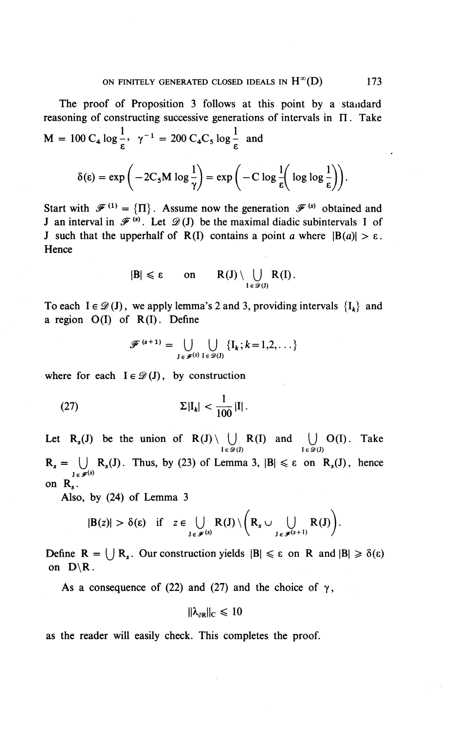The proof of Proposition 3 follows at this point by a standard reasoning of constructing successive generations of intervals in $\Pi$. Take $M = 100\, C_4 \log \frac{1}{\varepsilon}$, $\gamma^{-1} = 200\, C_4 C_5 \log \frac{1}{\varepsilon}$ and

$$\delta(\varepsilon) = \exp\left(-2C_5 M \log \frac{1}{\gamma}\right) = \exp\left(-C \log \frac{1}{\varepsilon}\left(\log \log \frac{1}{\varepsilon}\right)\right).$$

Start with $\mathscr{F}^{(1)} = \{\Pi\}$. Assume now the generation $\mathscr{F}^{(s)}$ obtained and J an interval in $\mathscr{F}^{(s)}$. Let $\mathscr{D}(J)$ be the maximal diadic subintervals I of J such that the upperhalf of R(I) contains a point $a$ where $|B(a)| > \varepsilon$. Hence

$$|B| \leqslant \varepsilon \quad \text{on} \quad R(J) \setminus \bigcup_{I \in \mathscr{D}(J)} R(I).$$

To each $I \in \mathscr{D}(J)$, we apply lemma's 2 and 3, providing intervals $\{I_k\}$ and a region O(I) of R(I). Define

$$\mathscr{F}^{(s+1)} = \bigcup_{J \in \mathscr{F}^{(s)}} \bigcup_{I \in \mathscr{D}(J)} \{I_k ; k = 1,2,\ldots\}$$

where for each $I \in \mathscr{D}(J)$, by construction

$$\Sigma |I_k| < \frac{1}{100} |I|. \tag{27}$$

Let $R_s(J)$ be the union of $R(J) \setminus \bigcup_{I \in \mathscr{D}(J)} R(I)$ and $\bigcup_{I \in \mathscr{D}(J)} O(I)$. Take $R_s = \bigcup_{J \in \mathscr{F}^{(s)}} R_s(J)$. Thus, by (23) of Lemma 3, $|B| \leqslant \varepsilon$ on $R_s(J)$, hence on $R_s$.

Also, by (24) of Lemma 3

$$|B(z)| > \delta(\varepsilon) \quad \text{if} \quad z \in \bigcup_{J \in \mathscr{F}^{(s)}} R(J) \setminus \left(R_s \cup \bigcup_{J \in \mathscr{F}^{(s+1)}} R(J)\right).$$

Define $R = \bigcup R_s$. Our construction yields $|B| \leqslant \varepsilon$ on R and $|B| \geqslant \delta(\varepsilon)$ on $D \setminus R$.

As a consequence of (22) and (27) and the choice of $\gamma$,

$$\|\lambda_{\partial R}\|_C \leqslant 10$$

as the reader will easily check. This completes the proof.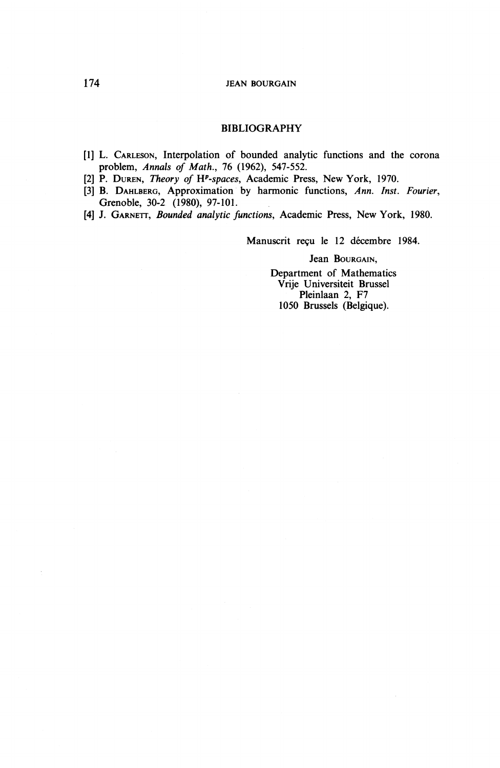## BIBLIOGRAPHY

[1] L. Carleson, Interpolation of bounded analytic functions and the corona problem, *Annals of Math.*, 76 (1962), 547-552.

[2] P. Duren, *Theory of $H^p$-spaces*, Academic Press, New York, 1970.

[3] B. Dahlberg, Approximation by harmonic functions, *Ann. Inst. Fourier*, Grenoble, 30-2 (1980), 97-101.

[4] J. Garnett, *Bounded analytic functions*, Academic Press, New York, 1980.

Manuscrit reçu le 12 décembre 1984.

Jean Bourgain,
Department of Mathematics
Vrije Universiteit Brussel
Pleinlaan 2, F7
1050 Brussels (Belgique).